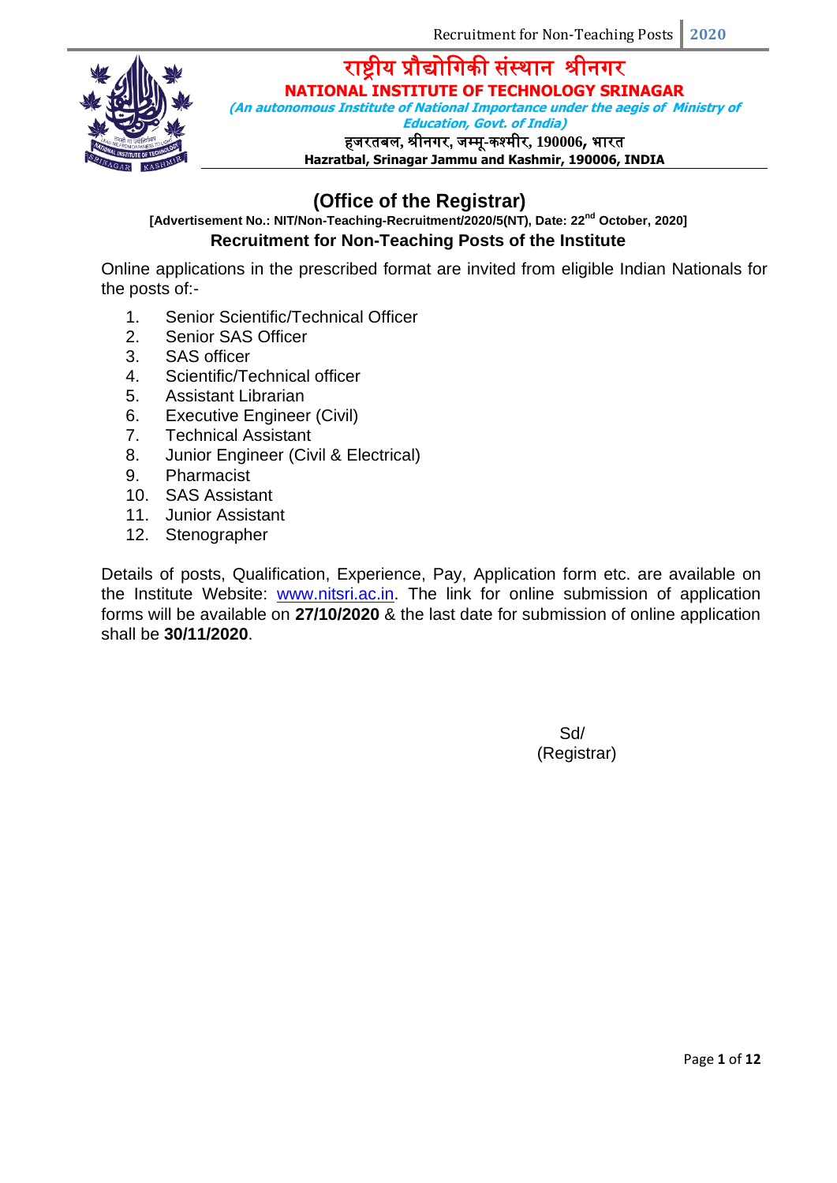# राष्ट्रीय प्रौद्योगिकी संस्थान श्रीनगर

**NATIONAL INSTITUTE OF TECHNOLOGY SRINAGAR**

***(An autonomous Institute of National Importance under the aegis of Ministry of Education, Govt. of India)***

**हजरतबल, श्रीनगर, जम्मू-कश्मीर, 190006, भारत**

**Hazratbal, Srinagar Jammu and Kashmir, 190006, INDIA**

## (Office of the Registrar)

**[Advertisement No.: NIT/Non-Teaching-Recruitment/2020/5(NT), Date: 22nd October, 2020]**

### Recruitment for Non-Teaching Posts of the Institute

Online applications in the prescribed format are invited from eligible Indian Nationals for the posts of:-

1. Senior Scientific/Technical Officer
2. Senior SAS Officer
3. SAS officer
4. Scientific/Technical officer
5. Assistant Librarian
6. Executive Engineer (Civil)
7. Technical Assistant
8. Junior Engineer (Civil & Electrical)
9. Pharmacist
10. SAS Assistant
11. Junior Assistant
12. Stenographer

Details of posts, Qualification, Experience, Pay, Application form etc. are available on the Institute Website: www.nitsri.ac.in. The link for online submission of application forms will be available on **27/10/2020** & the last date for submission of online application shall be **30/11/2020**.

Sd/
(Registrar)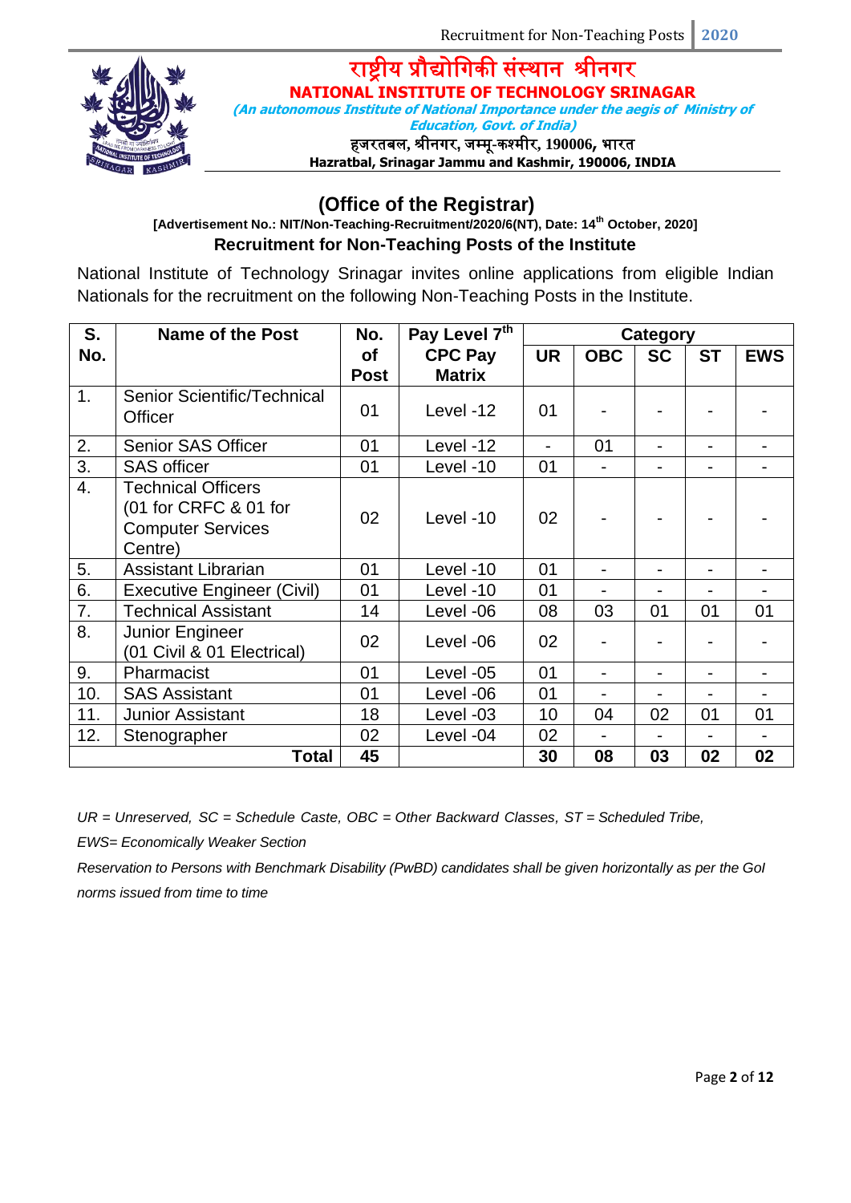# राष्ट्रीय प्रौद्योगिकी संस्थान श्रीनगर

**NATIONAL INSTITUTE OF TECHNOLOGY SRINAGAR**

***(An autonomous Institute of National Importance under the aegis of Ministry of Education, Govt. of India)***

**हजरतबल, श्रीनगर, जम्मू-कश्मीर, 190006, भारत**

**Hazratbal, Srinagar Jammu and Kashmir, 190006, INDIA**

## (Office of the Registrar)

**[Advertisement No.: NIT/Non-Teaching-Recruitment/2020/6(NT), Date: 14th October, 2020]**

### Recruitment for Non-Teaching Posts of the Institute

National Institute of Technology Srinagar invites online applications from eligible Indian Nationals for the recruitment on the following Non-Teaching Posts in the Institute.

| S. No. | Name of the Post | No. of Post | Pay Level 7th CPC Pay Matrix | Category | | | | |
|---|---|---|---|---|---|---|---|---|
| | | | | UR | OBC | SC | ST | EWS |
| 1. | Senior Scientific/Technical Officer | 01 | Level -12 | 01 | - | - | - | - |
| 2. | Senior SAS Officer | 01 | Level -12 | - | 01 | - | - | - |
| 3. | SAS officer | 01 | Level -10 | 01 | - | - | - | - |
| 4. | Technical Officers (01 for CRFC & 01 for Computer Services Centre) | 02 | Level -10 | 02 | - | - | - | - |
| 5. | Assistant Librarian | 01 | Level -10 | 01 | - | - | - | - |
| 6. | Executive Engineer (Civil) | 01 | Level -10 | 01 | - | - | - | - |
| 7. | Technical Assistant | 14 | Level -06 | 08 | 03 | 01 | 01 | 01 |
| 8. | Junior Engineer (01 Civil & 01 Electrical) | 02 | Level -06 | 02 | - | - | - | - |
| 9. | Pharmacist | 01 | Level -05 | 01 | - | - | - | - |
| 10. | SAS Assistant | 01 | Level -06 | 01 | - | - | - | - |
| 11. | Junior Assistant | 18 | Level -03 | 10 | 04 | 02 | 01 | 01 |
| 12. | Stenographer | 02 | Level -04 | 02 | - | - | - | - |
| | **Total** | **45** | | **30** | **08** | **03** | **02** | **02** |

*UR = Unreserved, SC = Schedule Caste, OBC = Other Backward Classes, ST = Scheduled Tribe,*

*EWS= Economically Weaker Section*

*Reservation to Persons with Benchmark Disability (PwBD) candidates shall be given horizontally as per the GoI norms issued from time to time*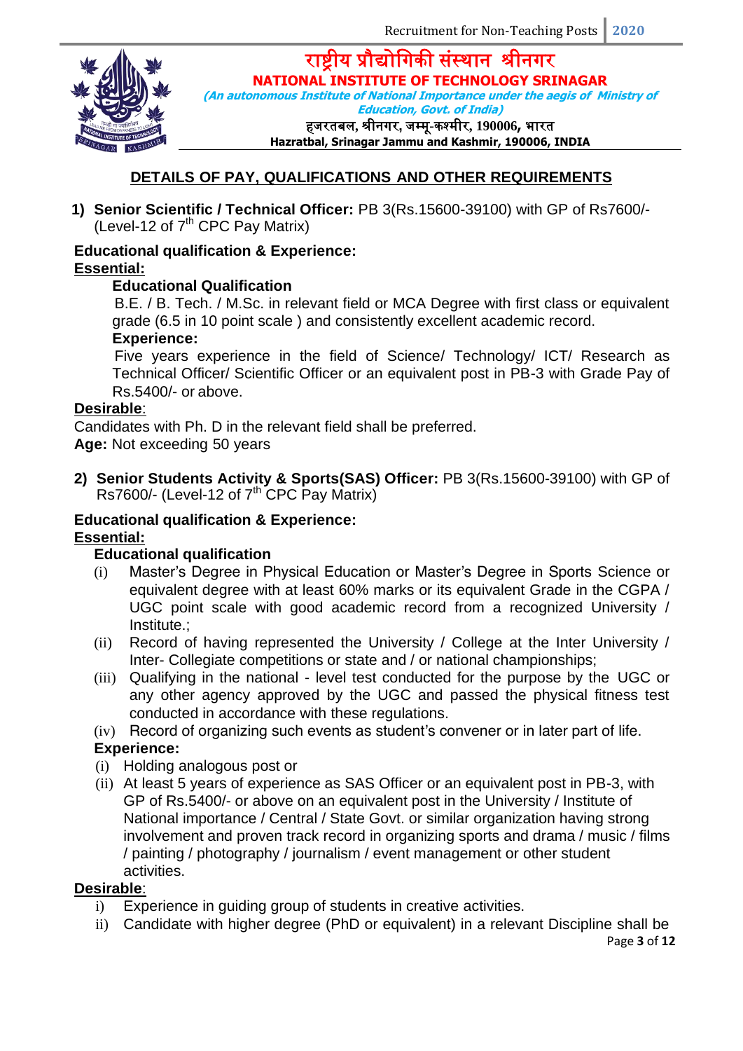# राष्ट्रीय प्रौद्योगिकी संस्थान श्रीनगर

**NATIONAL INSTITUTE OF TECHNOLOGY SRINAGAR**

***(An autonomous Institute of National Importance under the aegis of Ministry of Education, Govt. of India)***

हजरतबल, श्रीनगर, जम्मू-कश्मीर, 190006, भारत

**Hazratbal, Srinagar Jammu and Kashmir, 190006, INDIA**

## DETAILS OF PAY, QUALIFICATIONS AND OTHER REQUIREMENTS

**1) Senior Scientific / Technical Officer:** PB 3(Rs.15600-39100) with GP of Rs7600/- (Level-12 of 7th CPC Pay Matrix)

**Educational qualification & Experience:**

**Essential:**

**Educational Qualification**

B.E. / B. Tech. / M.Sc. in relevant field or MCA Degree with first class or equivalent grade (6.5 in 10 point scale ) and consistently excellent academic record.

**Experience:**

Five years experience in the field of Science/ Technology/ ICT/ Research as Technical Officer/ Scientific Officer or an equivalent post in PB-3 with Grade Pay of Rs.5400/- or above.

**Desirable**:

Candidates with Ph. D in the relevant field shall be preferred.

**Age:** Not exceeding 50 years

**2) Senior Students Activity & Sports(SAS) Officer:** PB 3(Rs.15600-39100) with GP of Rs7600/- (Level-12 of 7th CPC Pay Matrix)

**Educational qualification & Experience:**

**Essential:**

**Educational qualification**

(i) Master's Degree in Physical Education or Master's Degree in Sports Science or equivalent degree with at least 60% marks or its equivalent Grade in the CGPA / UGC point scale with good academic record from a recognized University / Institute.;

(ii) Record of having represented the University / College at the Inter University / Inter- Collegiate competitions or state and / or national championships;

(iii) Qualifying in the national - level test conducted for the purpose by the UGC or any other agency approved by the UGC and passed the physical fitness test conducted in accordance with these regulations.

(iv) Record of organizing such events as student's convener or in later part of life.

**Experience:**

(i) Holding analogous post or

(ii) At least 5 years of experience as SAS Officer or an equivalent post in PB-3, with GP of Rs.5400/- or above on an equivalent post in the University / Institute of National importance / Central / State Govt. or similar organization having strong involvement and proven track record in organizing sports and drama / music / films / painting / photography / journalism / event management or other student activities.

**Desirable**:

i) Experience in guiding group of students in creative activities.

ii) Candidate with higher degree (PhD or equivalent) in a relevant Discipline shall be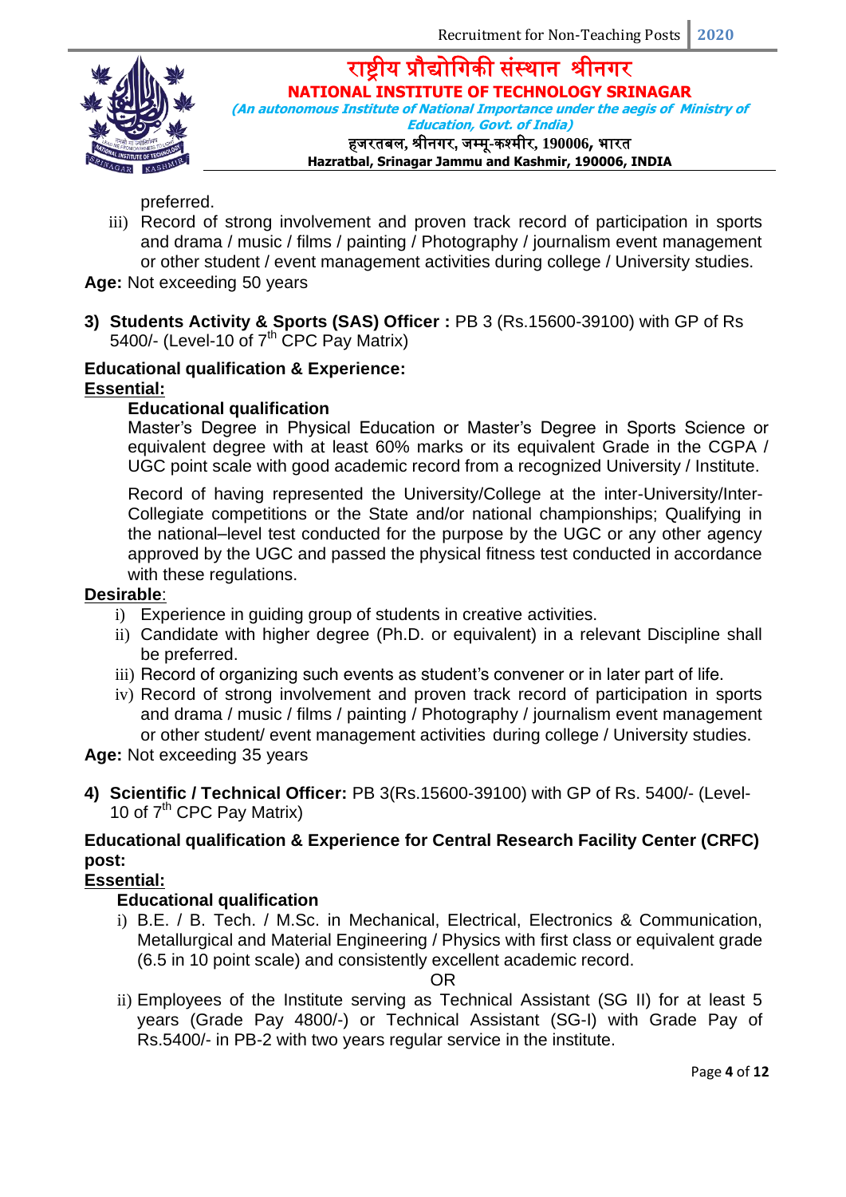preferred.

iii) Record of strong involvement and proven track record of participation in sports and drama / music / films / painting / Photography / journalism event management or other student / event management activities during college / University studies.

**Age:** Not exceeding 50 years

**3) Students Activity & Sports (SAS) Officer :** PB 3 (Rs.15600-39100) with GP of Rs 5400/- (Level-10 of 7th CPC Pay Matrix)

**Educational qualification & Experience:**

**Essential:**

**Educational qualification**

Master's Degree in Physical Education or Master's Degree in Sports Science or equivalent degree with at least 60% marks or its equivalent Grade in the CGPA / UGC point scale with good academic record from a recognized University / Institute.

Record of having represented the University/College at the inter-University/Inter-Collegiate competitions or the State and/or national championships; Qualifying in the national–level test conducted for the purpose by the UGC or any other agency approved by the UGC and passed the physical fitness test conducted in accordance with these regulations.

**Desirable**:

i) Experience in guiding group of students in creative activities.

ii) Candidate with higher degree (Ph.D. or equivalent) in a relevant Discipline shall be preferred.

iii) Record of organizing such events as student's convener or in later part of life.

iv) Record of strong involvement and proven track record of participation in sports and drama / music / films / painting / Photography / journalism event management or other student/ event management activities during college / University studies.

**Age:** Not exceeding 35 years

**4) Scientific / Technical Officer:** PB 3(Rs.15600-39100) with GP of Rs. 5400/- (Level-10 of 7th CPC Pay Matrix)

**Educational qualification & Experience for Central Research Facility Center (CRFC) post:**

**Essential:**

**Educational qualification**

i) B.E. / B. Tech. / M.Sc. in Mechanical, Electrical, Electronics & Communication, Metallurgical and Material Engineering / Physics with first class or equivalent grade (6.5 in 10 point scale) and consistently excellent academic record.

OR

ii) Employees of the Institute serving as Technical Assistant (SG II) for at least 5 years (Grade Pay 4800/-) or Technical Assistant (SG-I) with Grade Pay of Rs.5400/- in PB-2 with two years regular service in the institute.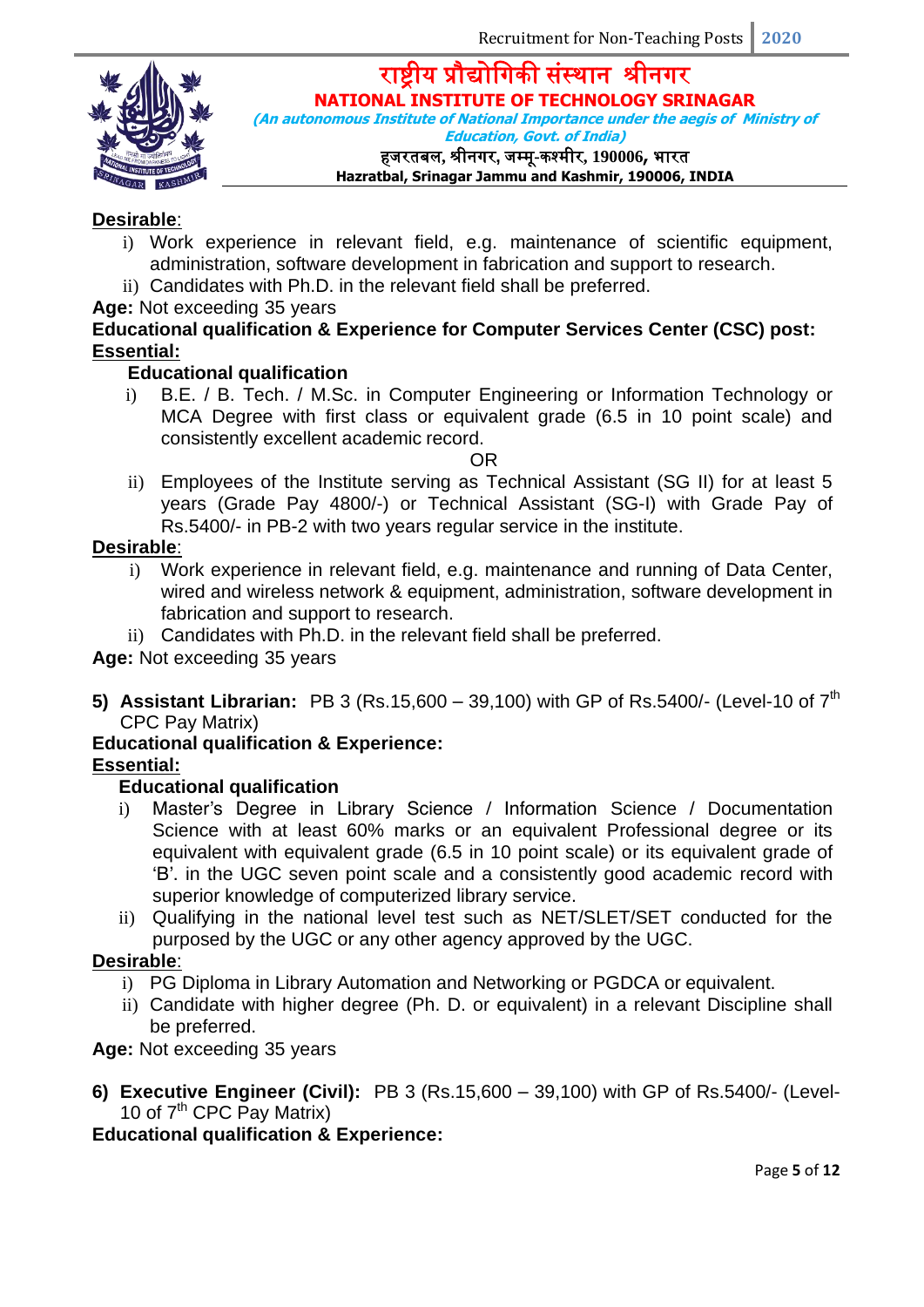**Desirable**:

i) Work experience in relevant field, e.g. maintenance of scientific equipment, administration, software development in fabrication and support to research.

ii) Candidates with Ph.D. in the relevant field shall be preferred.

**Age:** Not exceeding 35 years

**Educational qualification & Experience for Computer Services Center (CSC) post:**

**Essential:**

**Educational qualification**

i) B.E. / B. Tech. / M.Sc. in Computer Engineering or Information Technology or MCA Degree with first class or equivalent grade (6.5 in 10 point scale) and consistently excellent academic record.

OR

ii) Employees of the Institute serving as Technical Assistant (SG II) for at least 5 years (Grade Pay 4800/-) or Technical Assistant (SG-I) with Grade Pay of Rs.5400/- in PB-2 with two years regular service in the institute.

**Desirable**:

i) Work experience in relevant field, e.g. maintenance and running of Data Center, wired and wireless network & equipment, administration, software development in fabrication and support to research.

ii) Candidates with Ph.D. in the relevant field shall be preferred.

**Age:** Not exceeding 35 years

**5) Assistant Librarian:** PB 3 (Rs.15,600 – 39,100) with GP of Rs.5400/- (Level-10 of 7th CPC Pay Matrix)

**Educational qualification & Experience:**

**Essential:**

**Educational qualification**

i) Master's Degree in Library Science / Information Science / Documentation Science with at least 60% marks or an equivalent Professional degree or its equivalent with equivalent grade (6.5 in 10 point scale) or its equivalent grade of 'B'. in the UGC seven point scale and a consistently good academic record with superior knowledge of computerized library service.

ii) Qualifying in the national level test such as NET/SLET/SET conducted for the purposed by the UGC or any other agency approved by the UGC.

**Desirable**:

i) PG Diploma in Library Automation and Networking or PGDCA or equivalent.

ii) Candidate with higher degree (Ph. D. or equivalent) in a relevant Discipline shall be preferred.

**Age:** Not exceeding 35 years

**6) Executive Engineer (Civil):** PB 3 (Rs.15,600 – 39,100) with GP of Rs.5400/- (Level-10 of 7th CPC Pay Matrix)

**Educational qualification & Experience:**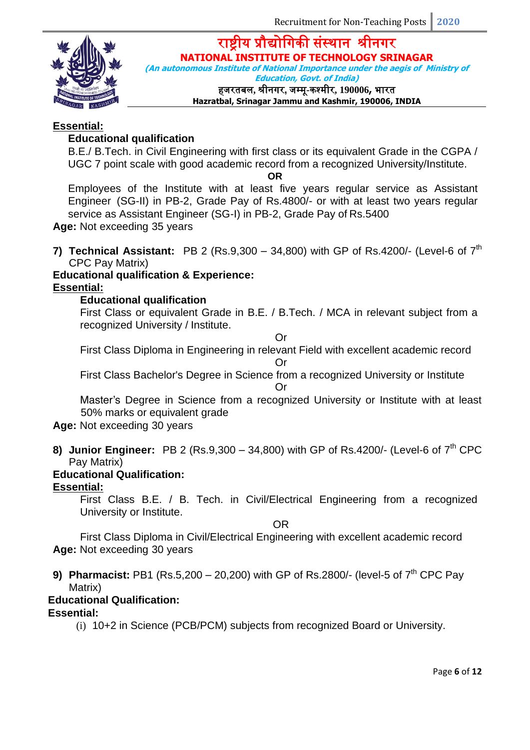**Essential:**

**Educational qualification**

B.E./ B.Tech. in Civil Engineering with first class or its equivalent Grade in the CGPA / UGC 7 point scale with good academic record from a recognized University/Institute.

**OR**

Employees of the Institute with at least five years regular service as Assistant Engineer (SG-II) in PB-2, Grade Pay of Rs.4800/- or with at least two years regular service as Assistant Engineer (SG-I) in PB-2, Grade Pay of Rs.5400

**Age:** Not exceeding 35 years

7) **Technical Assistant:** PB 2 (Rs.9,300 – 34,800) with GP of Rs.4200/- (Level-6 of 7th CPC Pay Matrix)

**Educational qualification & Experience:**

**Essential:**

**Educational qualification**

First Class or equivalent Grade in B.E. / B.Tech. / MCA in relevant subject from a recognized University / Institute.

Or

First Class Diploma in Engineering in relevant Field with excellent academic record

Or

First Class Bachelor's Degree in Science from a recognized University or Institute

Or

Master's Degree in Science from a recognized University or Institute with at least 50% marks or equivalent grade

**Age:** Not exceeding 30 years

8) **Junior Engineer:** PB 2 (Rs.9,300 – 34,800) with GP of Rs.4200/- (Level-6 of 7th CPC Pay Matrix)

**Educational Qualification:**

**Essential:**

First Class B.E. / B. Tech. in Civil/Electrical Engineering from a recognized University or Institute.

OR

First Class Diploma in Civil/Electrical Engineering with excellent academic record

**Age:** Not exceeding 30 years

9) **Pharmacist:** PB1 (Rs.5,200 – 20,200) with GP of Rs.2800/- (level-5 of 7th CPC Pay Matrix)

**Educational Qualification:**

**Essential:**

(i) 10+2 in Science (PCB/PCM) subjects from recognized Board or University.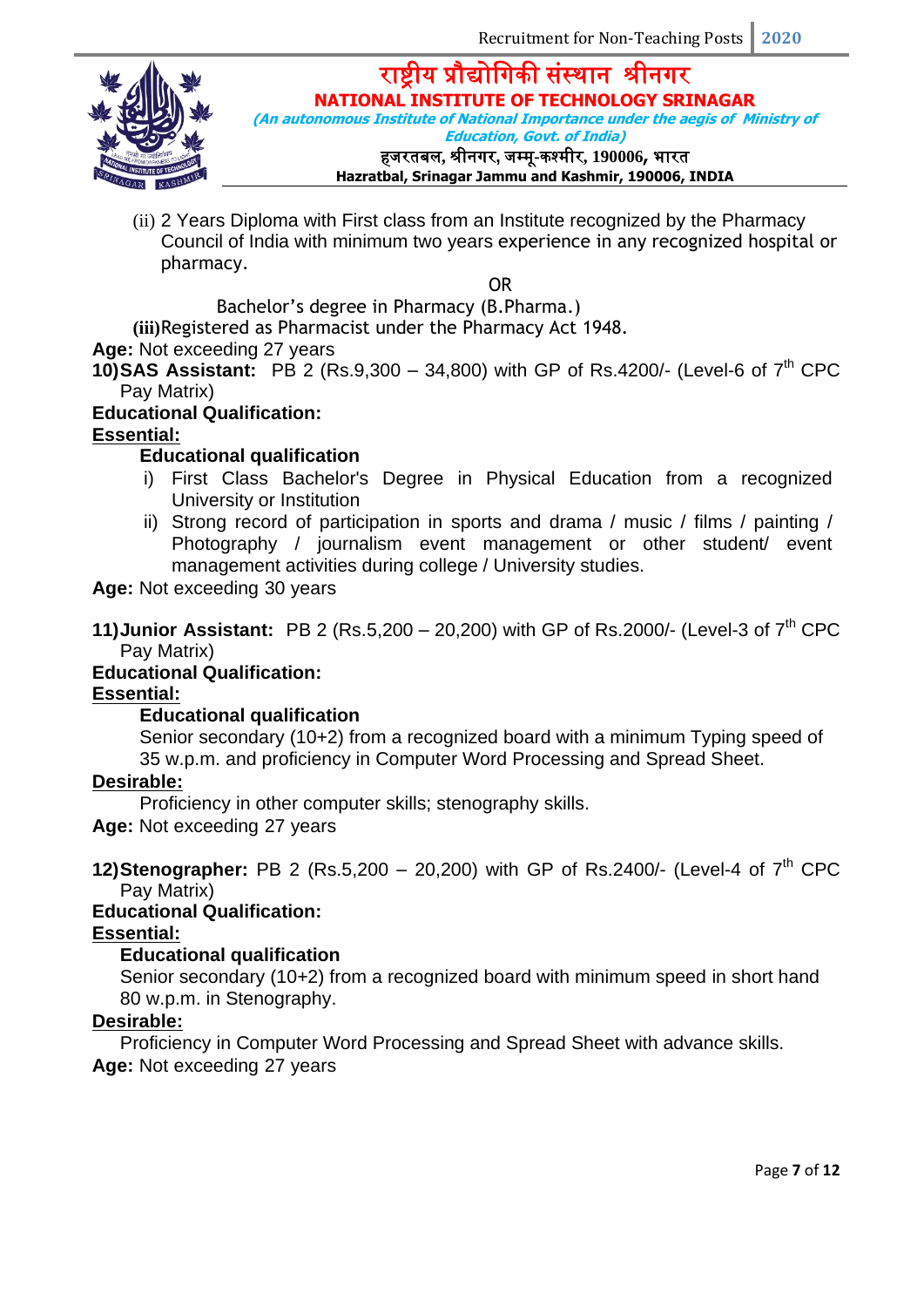(ii) 2 Years Diploma with First class from an Institute recognized by the Pharmacy Council of India with minimum two years experience in any recognized hospital or pharmacy.

OR

Bachelor's degree in Pharmacy (B.Pharma.)

**(iii)** Registered as Pharmacist under the Pharmacy Act 1948.

**Age:** Not exceeding 27 years

**10) SAS Assistant:** PB 2 (Rs.9,300 – 34,800) with GP of Rs.4200/- (Level-6 of 7th CPC Pay Matrix)

**Educational Qualification:**

**Essential:**

**Educational qualification**

i) First Class Bachelor's Degree in Physical Education from a recognized University or Institution

ii) Strong record of participation in sports and drama / music / films / painting / Photography / journalism event management or other student/ event management activities during college / University studies.

**Age:** Not exceeding 30 years

**11) Junior Assistant:** PB 2 (Rs.5,200 – 20,200) with GP of Rs.2000/- (Level-3 of 7th CPC Pay Matrix)

**Educational Qualification:**

**Essential:**

**Educational qualification**

Senior secondary (10+2) from a recognized board with a minimum Typing speed of 35 w.p.m. and proficiency in Computer Word Processing and Spread Sheet.

**Desirable:**

Proficiency in other computer skills; stenography skills.

**Age:** Not exceeding 27 years

**12) Stenographer:** PB 2 (Rs.5,200 – 20,200) with GP of Rs.2400/- (Level-4 of 7th CPC Pay Matrix)

**Educational Qualification:**

**Essential:**

**Educational qualification**

Senior secondary (10+2) from a recognized board with minimum speed in short hand 80 w.p.m. in Stenography.

**Desirable:**

Proficiency in Computer Word Processing and Spread Sheet with advance skills.

**Age:** Not exceeding 27 years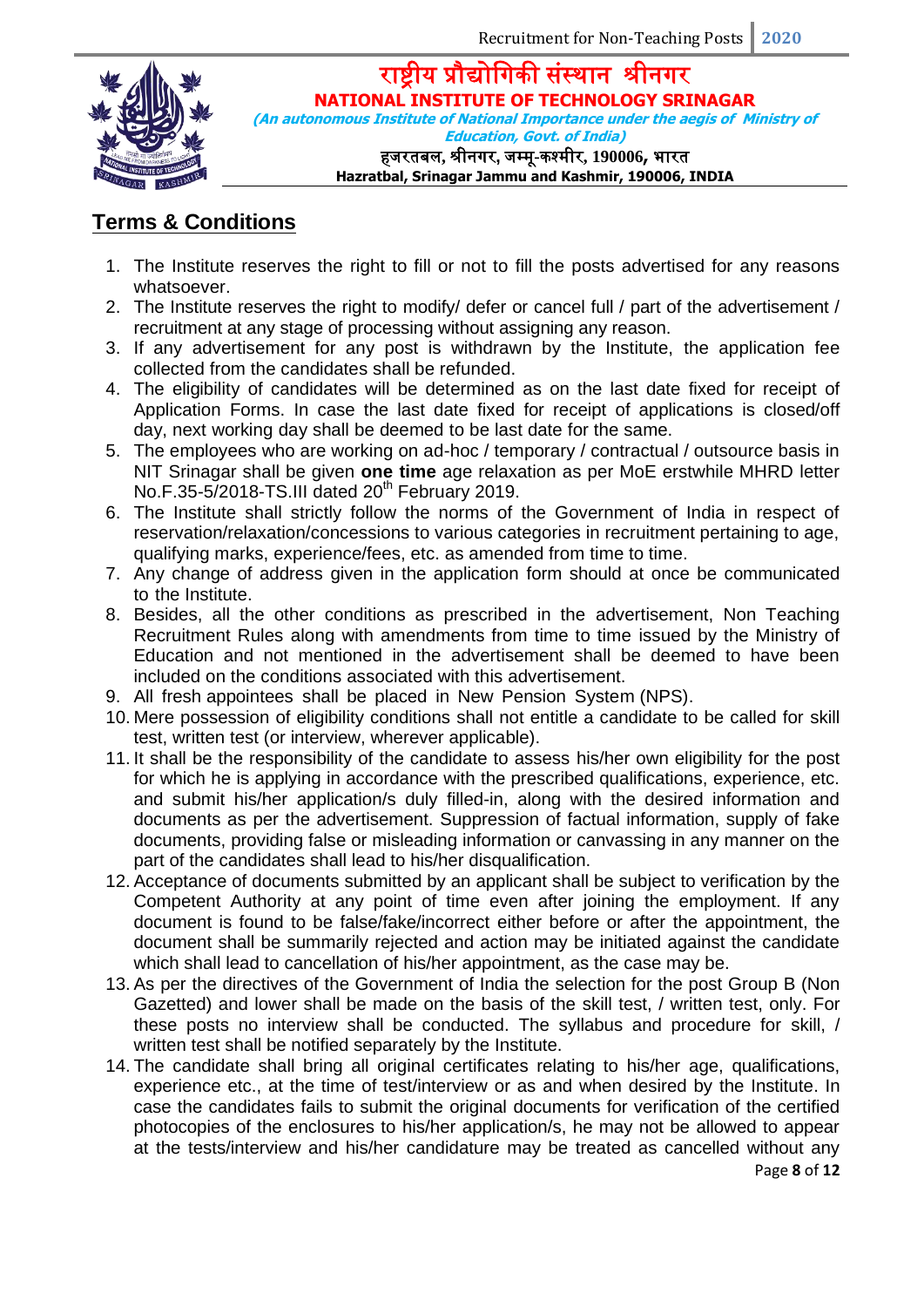## Terms & Conditions

1. The Institute reserves the right to fill or not to fill the posts advertised for any reasons whatsoever.
2. The Institute reserves the right to modify/ defer or cancel full / part of the advertisement / recruitment at any stage of processing without assigning any reason.
3. If any advertisement for any post is withdrawn by the Institute, the application fee collected from the candidates shall be refunded.
4. The eligibility of candidates will be determined as on the last date fixed for receipt of Application Forms. In case the last date fixed for receipt of applications is closed/off day, next working day shall be deemed to be last date for the same.
5. The employees who are working on ad-hoc / temporary / contractual / outsource basis in NIT Srinagar shall be given **one time** age relaxation as per MoE erstwhile MHRD letter No.F.35-5/2018-TS.III dated 20th February 2019.
6. The Institute shall strictly follow the norms of the Government of India in respect of reservation/relaxation/concessions to various categories in recruitment pertaining to age, qualifying marks, experience/fees, etc. as amended from time to time.
7. Any change of address given in the application form should at once be communicated to the Institute.
8. Besides, all the other conditions as prescribed in the advertisement, Non Teaching Recruitment Rules along with amendments from time to time issued by the Ministry of Education and not mentioned in the advertisement shall be deemed to have been included on the conditions associated with this advertisement.
9. All fresh appointees shall be placed in New Pension System (NPS).
10. Mere possession of eligibility conditions shall not entitle a candidate to be called for skill test, written test (or interview, wherever applicable).
11. It shall be the responsibility of the candidate to assess his/her own eligibility for the post for which he is applying in accordance with the prescribed qualifications, experience, etc. and submit his/her application/s duly filled-in, along with the desired information and documents as per the advertisement. Suppression of factual information, supply of fake documents, providing false or misleading information or canvassing in any manner on the part of the candidates shall lead to his/her disqualification.
12. Acceptance of documents submitted by an applicant shall be subject to verification by the Competent Authority at any point of time even after joining the employment. If any document is found to be false/fake/incorrect either before or after the appointment, the document shall be summarily rejected and action may be initiated against the candidate which shall lead to cancellation of his/her appointment, as the case may be.
13. As per the directives of the Government of India the selection for the post Group B (Non Gazetted) and lower shall be made on the basis of the skill test, / written test, only. For these posts no interview shall be conducted. The syllabus and procedure for skill, / written test shall be notified separately by the Institute.
14. The candidate shall bring all original certificates relating to his/her age, qualifications, experience etc., at the time of test/interview or as and when desired by the Institute. In case the candidates fails to submit the original documents for verification of the certified photocopies of the enclosures to his/her application/s, he may not be allowed to appear at the tests/interview and his/her candidature may be treated as cancelled without any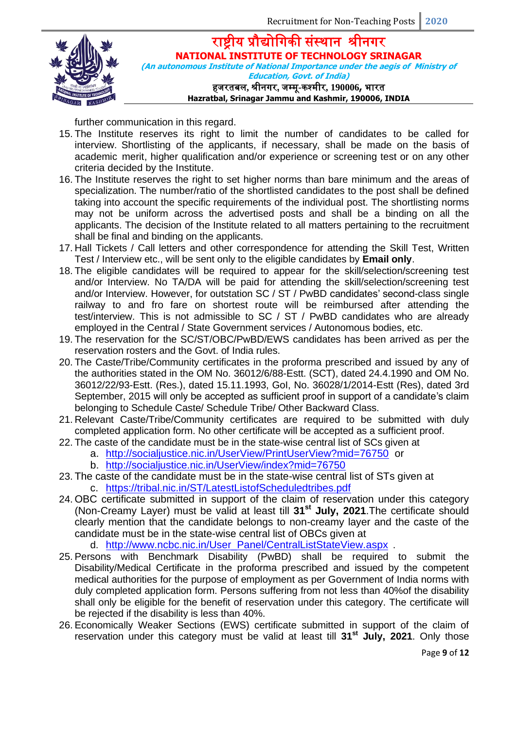further communication in this regard.

15. The Institute reserves its right to limit the number of candidates to be called for interview. Shortlisting of the applicants, if necessary, shall be made on the basis of academic merit, higher qualification and/or experience or screening test or on any other criteria decided by the Institute.
16. The Institute reserves the right to set higher norms than bare minimum and the areas of specialization. The number/ratio of the shortlisted candidates to the post shall be defined taking into account the specific requirements of the individual post. The shortlisting norms may not be uniform across the advertised posts and shall be a binding on all the applicants. The decision of the Institute related to all matters pertaining to the recruitment shall be final and binding on the applicants.
17. Hall Tickets / Call letters and other correspondence for attending the Skill Test, Written Test / Interview etc., will be sent only to the eligible candidates by **Email only**.
18. The eligible candidates will be required to appear for the skill/selection/screening test and/or Interview. No TA/DA will be paid for attending the skill/selection/screening test and/or Interview. However, for outstation SC / ST / PwBD candidates' second-class single railway to and fro fare on shortest route will be reimbursed after attending the test/interview. This is not admissible to SC / ST / PwBD candidates who are already employed in the Central / State Government services / Autonomous bodies, etc.
19. The reservation for the SC/ST/OBC/PwBD/EWS candidates has been arrived as per the reservation rosters and the Govt. of India rules.
20. The Caste/Tribe/Community certificates in the proforma prescribed and issued by any of the authorities stated in the OM No. 36012/6/88-Estt. (SCT), dated 24.4.1990 and OM No. 36012/22/93-Estt. (Res.), dated 15.11.1993, GoI, No. 36028/1/2014-Estt (Res), dated 3rd September, 2015 will only be accepted as sufficient proof in support of a candidate's claim belonging to Schedule Caste/ Schedule Tribe/ Other Backward Class.
21. Relevant Caste/Tribe/Community certificates are required to be submitted with duly completed application form. No other certificate will be accepted as a sufficient proof.
22. The caste of the candidate must be in the state-wise central list of SCs given at
    a. http://socialjustice.nic.in/UserView/PrintUserView?mid=76750 or
    b. http://socialjustice.nic.in/UserView/index?mid=76750
23. The caste of the candidate must be in the state-wise central list of STs given at
    c. https://tribal.nic.in/ST/LatestListofScheduledtribes.pdf
24. OBC certificate submitted in support of the claim of reservation under this category (Non-Creamy Layer) must be valid at least till **31st July, 2021**.The certificate should clearly mention that the candidate belongs to non-creamy layer and the caste of the candidate must be in the state-wise central list of OBCs given at
    d. http://www.ncbc.nic.in/User_Panel/CentralListStateView.aspx .
25. Persons with Benchmark Disability (PwBD) shall be required to submit the Disability/Medical Certificate in the proforma prescribed and issued by the competent medical authorities for the purpose of employment as per Government of India norms with duly completed application form. Persons suffering from not less than 40%of the disability shall only be eligible for the benefit of reservation under this category. The certificate will be rejected if the disability is less than 40%.
26. Economically Weaker Sections (EWS) certificate submitted in support of the claim of reservation under this category must be valid at least till **31st July, 2021**. Only those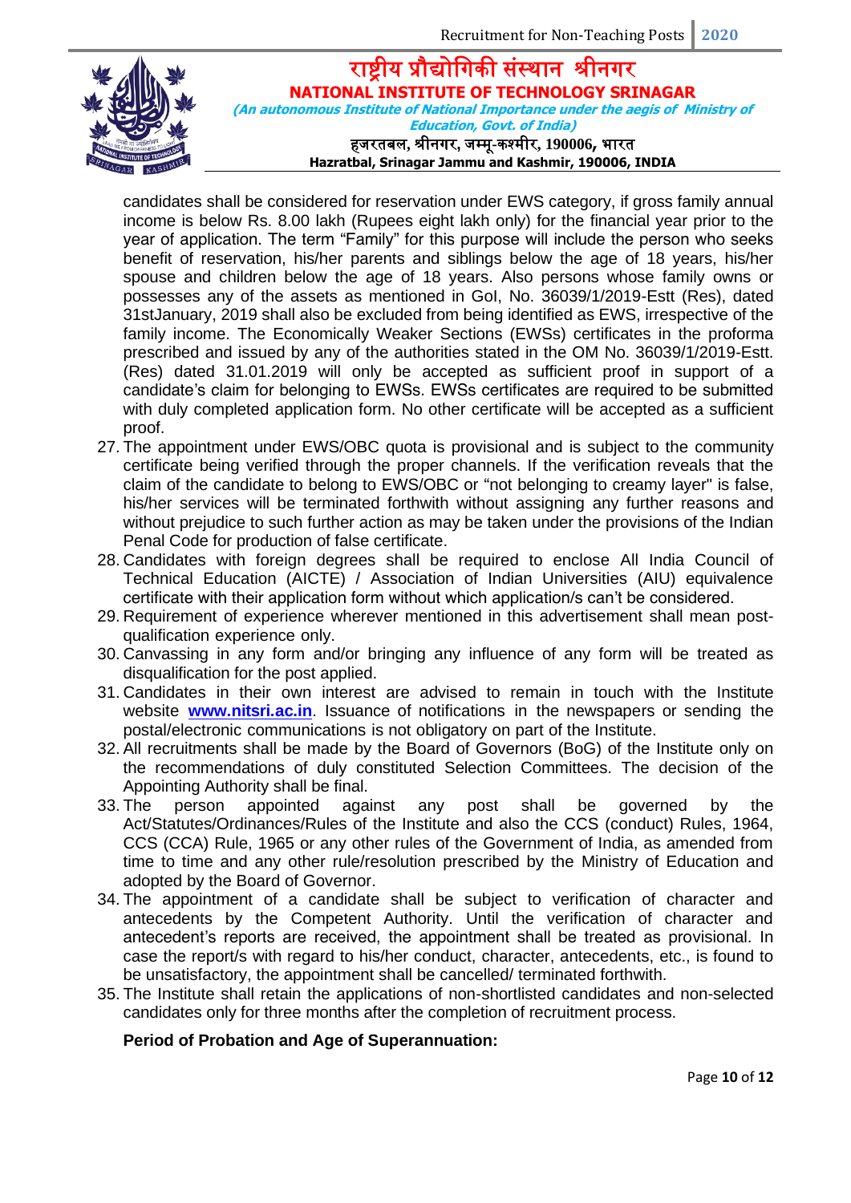candidates shall be considered for reservation under EWS category, if gross family annual income is below Rs. 8.00 lakh (Rupees eight lakh only) for the financial year prior to the year of application. The term "Family" for this purpose will include the person who seeks benefit of reservation, his/her parents and siblings below the age of 18 years, his/her spouse and children below the age of 18 years. Also persons whose family owns or possesses any of the assets as mentioned in GoI, No. 36039/1/2019-Estt (Res), dated 31stJanuary, 2019 shall also be excluded from being identified as EWS, irrespective of the family income. The Economically Weaker Sections (EWSs) certificates in the proforma prescribed and issued by any of the authorities stated in the OM No. 36039/1/2019-Estt. (Res) dated 31.01.2019 will only be accepted as sufficient proof in support of a candidate's claim for belonging to EWSs. EWSs certificates are required to be submitted with duly completed application form. No other certificate will be accepted as a sufficient proof.

27. The appointment under EWS/OBC quota is provisional and is subject to the community certificate being verified through the proper channels. If the verification reveals that the claim of the candidate to belong to EWS/OBC or "not belonging to creamy layer" is false, his/her services will be terminated forthwith without assigning any further reasons and without prejudice to such further action as may be taken under the provisions of the Indian Penal Code for production of false certificate.
28. Candidates with foreign degrees shall be required to enclose All India Council of Technical Education (AICTE) / Association of Indian Universities (AIU) equivalence certificate with their application form without which application/s can't be considered.
29. Requirement of experience wherever mentioned in this advertisement shall mean post-qualification experience only.
30. Canvassing in any form and/or bringing any influence of any form will be treated as disqualification for the post applied.
31. Candidates in their own interest are advised to remain in touch with the Institute website **www.nitsri.ac.in**. Issuance of notifications in the newspapers or sending the postal/electronic communications is not obligatory on part of the Institute.
32. All recruitments shall be made by the Board of Governors (BoG) of the Institute only on the recommendations of duly constituted Selection Committees. The decision of the Appointing Authority shall be final.
33. The person appointed against any post shall be governed by the Act/Statutes/Ordinances/Rules of the Institute and also the CCS (conduct) Rules, 1964, CCS (CCA) Rule, 1965 or any other rules of the Government of India, as amended from time to time and any other rule/resolution prescribed by the Ministry of Education and adopted by the Board of Governor.
34. The appointment of a candidate shall be subject to verification of character and antecedents by the Competent Authority. Until the verification of character and antecedent's reports are received, the appointment shall be treated as provisional. In case the report/s with regard to his/her conduct, character, antecedents, etc., is found to be unsatisfactory, the appointment shall be cancelled/ terminated forthwith.
35. The Institute shall retain the applications of non-shortlisted candidates and non-selected candidates only for three months after the completion of recruitment process.

**Period of Probation and Age of Superannuation:**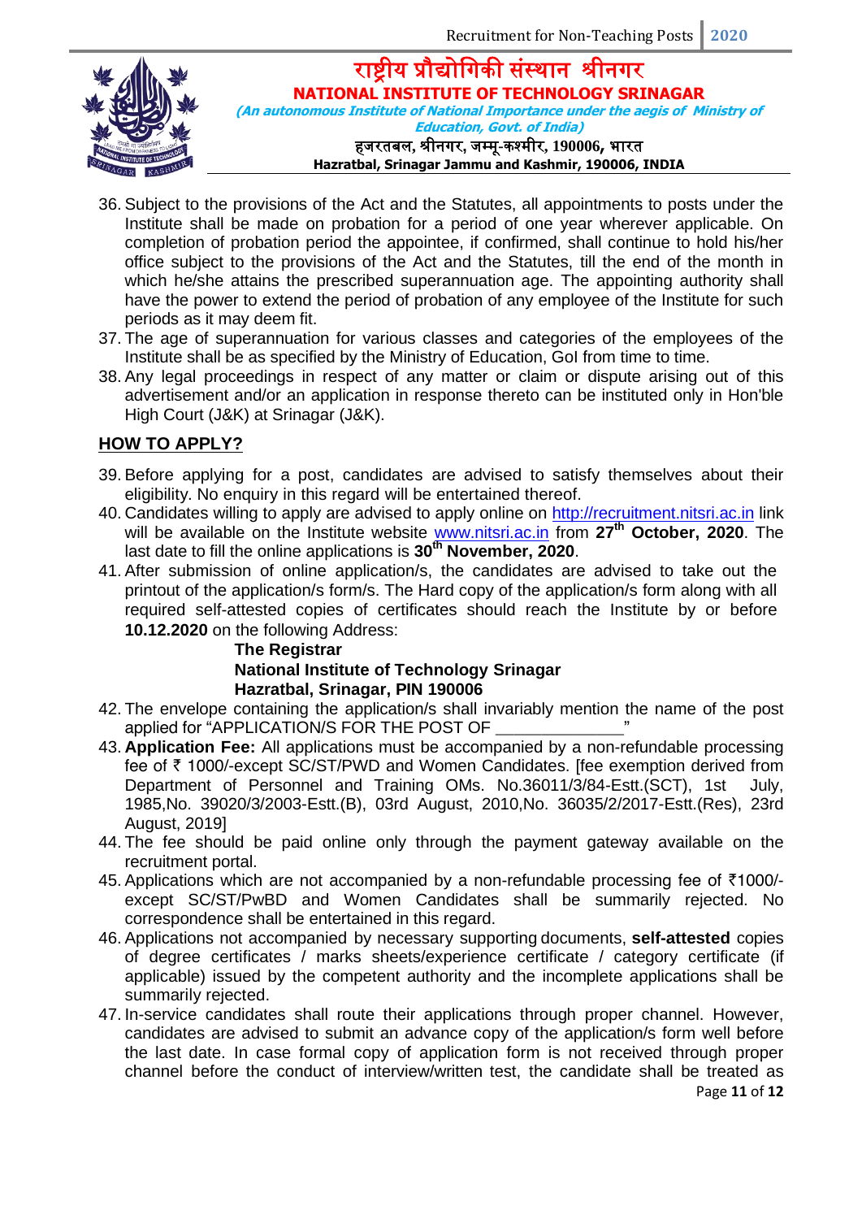36. Subject to the provisions of the Act and the Statutes, all appointments to posts under the Institute shall be made on probation for a period of one year wherever applicable. On completion of probation period the appointee, if confirmed, shall continue to hold his/her office subject to the provisions of the Act and the Statutes, till the end of the month in which he/she attains the prescribed superannuation age. The appointing authority shall have the power to extend the period of probation of any employee of the Institute for such periods as it may deem fit.
37. The age of superannuation for various classes and categories of the employees of the Institute shall be as specified by the Ministry of Education, GoI from time to time.
38. Any legal proceedings in respect of any matter or claim or dispute arising out of this advertisement and/or an application in response thereto can be instituted only in Hon'ble High Court (J&K) at Srinagar (J&K).

## HOW TO APPLY?

39. Before applying for a post, candidates are advised to satisfy themselves about their eligibility. No enquiry in this regard will be entertained thereof.
40. Candidates willing to apply are advised to apply online on http://recruitment.nitsri.ac.in link will be available on the Institute website www.nitsri.ac.in from **27th October, 2020**. The last date to fill the online applications is **30th November, 2020**.
41. After submission of online application/s, the candidates are advised to take out the printout of the application/s form/s. The Hard copy of the application/s form along with all required self-attested copies of certificates should reach the Institute by or before **10.12.2020** on the following Address:

    **The Registrar**
    **National Institute of Technology Srinagar**
    **Hazratbal, Srinagar, PIN 190006**

42. The envelope containing the application/s shall invariably mention the name of the post applied for "APPLICATION/S FOR THE POST OF ______________"
43. **Application Fee:** All applications must be accompanied by a non-refundable processing fee of ₹ 1000/-except SC/ST/PWD and Women Candidates. [fee exemption derived from Department of Personnel and Training OMs. No.36011/3/84-Estt.(SCT), 1st July, 1985,No. 39020/3/2003-Estt.(B), 03rd August, 2010,No. 36035/2/2017-Estt.(Res), 23rd August, 2019]
44. The fee should be paid online only through the payment gateway available on the recruitment portal.
45. Applications which are not accompanied by a non-refundable processing fee of ₹1000/- except SC/ST/PwBD and Women Candidates shall be summarily rejected. No correspondence shall be entertained in this regard.
46. Applications not accompanied by necessary supporting documents, **self-attested** copies of degree certificates / marks sheets/experience certificate / category certificate (if applicable) issued by the competent authority and the incomplete applications shall be summarily rejected.
47. In-service candidates shall route their applications through proper channel. However, candidates are advised to submit an advance copy of the application/s form well before the last date. In case formal copy of application form is not received through proper channel before the conduct of interview/written test, the candidate shall be treated as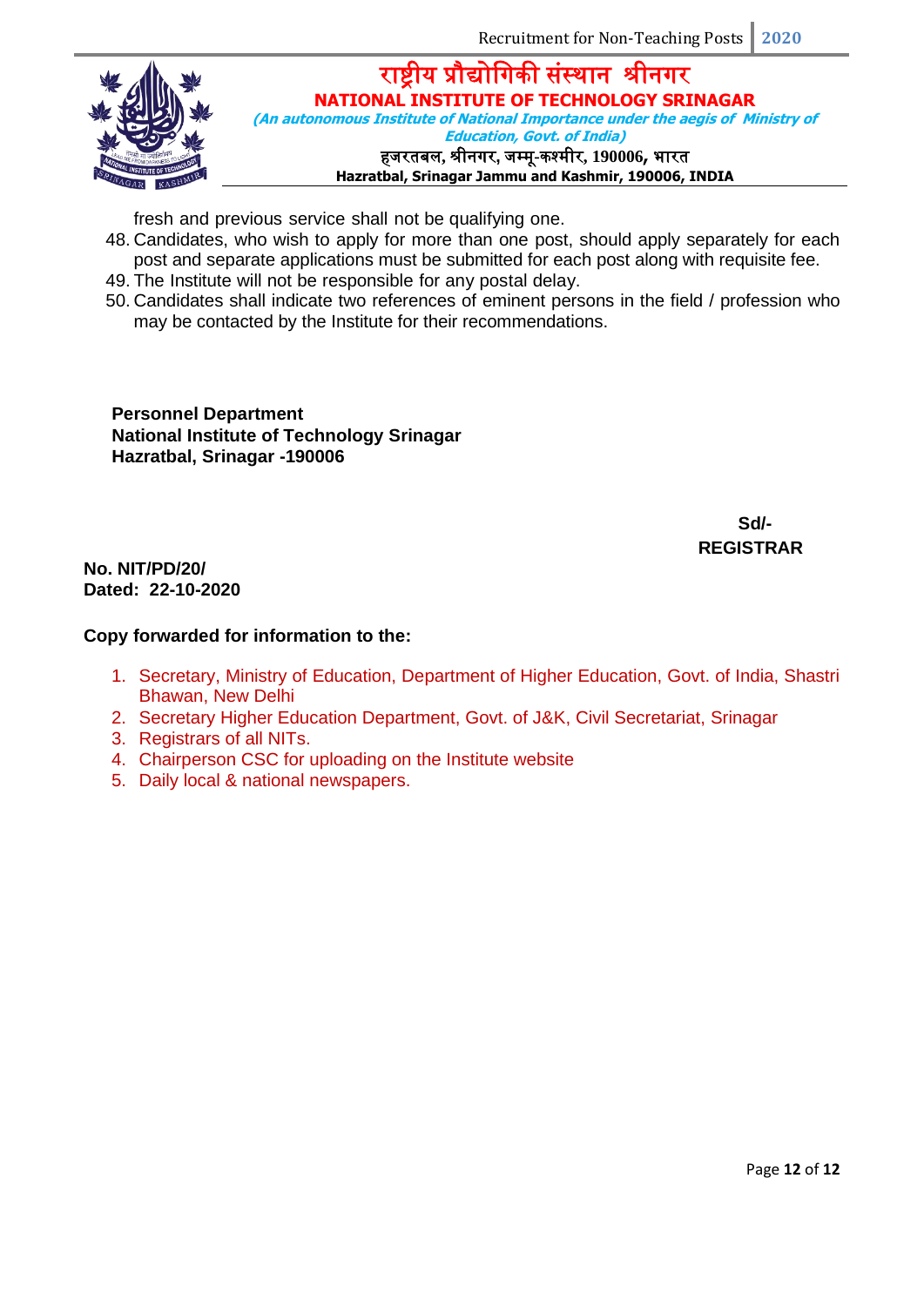fresh and previous service shall not be qualifying one.

48. Candidates, who wish to apply for more than one post, should apply separately for each post and separate applications must be submitted for each post along with requisite fee.
49. The Institute will not be responsible for any postal delay.
50. Candidates shall indicate two references of eminent persons in the field / profession who may be contacted by the Institute for their recommendations.

**Personnel Department**
**National Institute of Technology Srinagar**
**Hazratbal, Srinagar -190006**

**Sd/-**
**REGISTRAR**

**No. NIT/PD/20/**
**Dated: 22-10-2020**

**Copy forwarded for information to the:**

1. Secretary, Ministry of Education, Department of Higher Education, Govt. of India, Shastri Bhawan, New Delhi
2. Secretary Higher Education Department, Govt. of J&K, Civil Secretariat, Srinagar
3. Registrars of all NITs.
4. Chairperson CSC for uploading on the Institute website
5. Daily local & national newspapers.